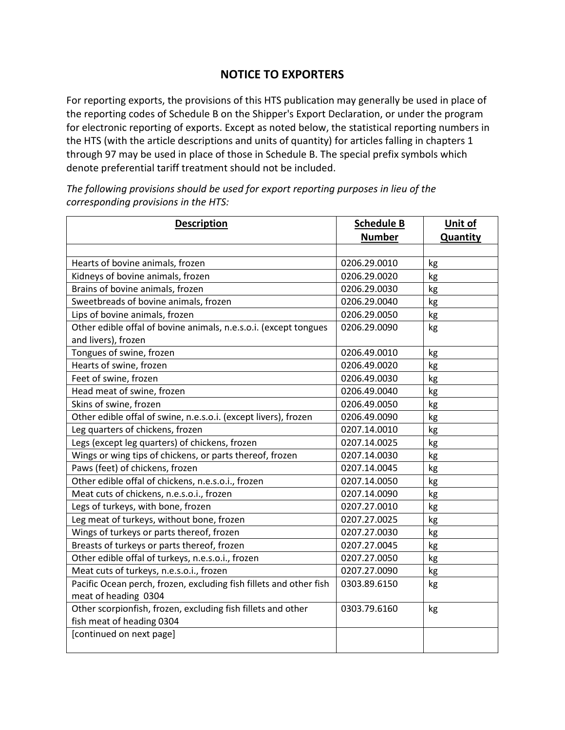# NOTICE TO EXPORTERS

For reporting exports, the provisions of this HTS publication may generally be used in place of the reporting codes of Schedule B on the Shipper's Export Declaration, or under the program for electronic reporting of exports. Except as noted below, the statistical reporting numbers in the HTS (with the article descriptions and units of quantity) for articles falling in chapters 1 through 97 may be used in place of those in Schedule B. The special prefix symbols which denote preferential tariff treatment should not be included.

*The following provisions should be used for export reporting purposes in lieu of the corresponding provisions in the HTS:*

| **Description** | **Schedule B Number** | **Unit of Quantity** |
|---|---|---|
| | | |
| Hearts of bovine animals, frozen | 0206.29.0010 | kg |
| Kidneys of bovine animals, frozen | 0206.29.0020 | kg |
| Brains of bovine animals, frozen | 0206.29.0030 | kg |
| Sweetbreads of bovine animals, frozen | 0206.29.0040 | kg |
| Lips of bovine animals, frozen | 0206.29.0050 | kg |
| Other edible offal of bovine animals, n.e.s.o.i. (except tongues and livers), frozen | 0206.29.0090 | kg |
| Tongues of swine, frozen | 0206.49.0010 | kg |
| Hearts of swine, frozen | 0206.49.0020 | kg |
| Feet of swine, frozen | 0206.49.0030 | kg |
| Head meat of swine, frozen | 0206.49.0040 | kg |
| Skins of swine, frozen | 0206.49.0050 | kg |
| Other edible offal of swine, n.e.s.o.i. (except livers), frozen | 0206.49.0090 | kg |
| Leg quarters of chickens, frozen | 0207.14.0010 | kg |
| Legs (except leg quarters) of chickens, frozen | 0207.14.0025 | kg |
| Wings or wing tips of chickens, or parts thereof, frozen | 0207.14.0030 | kg |
| Paws (feet) of chickens, frozen | 0207.14.0045 | kg |
| Other edible offal of chickens, n.e.s.o.i., frozen | 0207.14.0050 | kg |
| Meat cuts of chickens, n.e.s.o.i., frozen | 0207.14.0090 | kg |
| Legs of turkeys, with bone, frozen | 0207.27.0010 | kg |
| Leg meat of turkeys, without bone, frozen | 0207.27.0025 | kg |
| Wings of turkeys or parts thereof, frozen | 0207.27.0030 | kg |
| Breasts of turkeys or parts thereof, frozen | 0207.27.0045 | kg |
| Other edible offal of turkeys, n.e.s.o.i., frozen | 0207.27.0050 | kg |
| Meat cuts of turkeys, n.e.s.o.i., frozen | 0207.27.0090 | kg |
| Pacific Ocean perch, frozen, excluding fish fillets and other fish meat of heading 0304 | 0303.89.6150 | kg |
| Other scorpionfish, frozen, excluding fish fillets and other fish meat of heading 0304 | 0303.79.6160 | kg |
| [continued on next page] | | |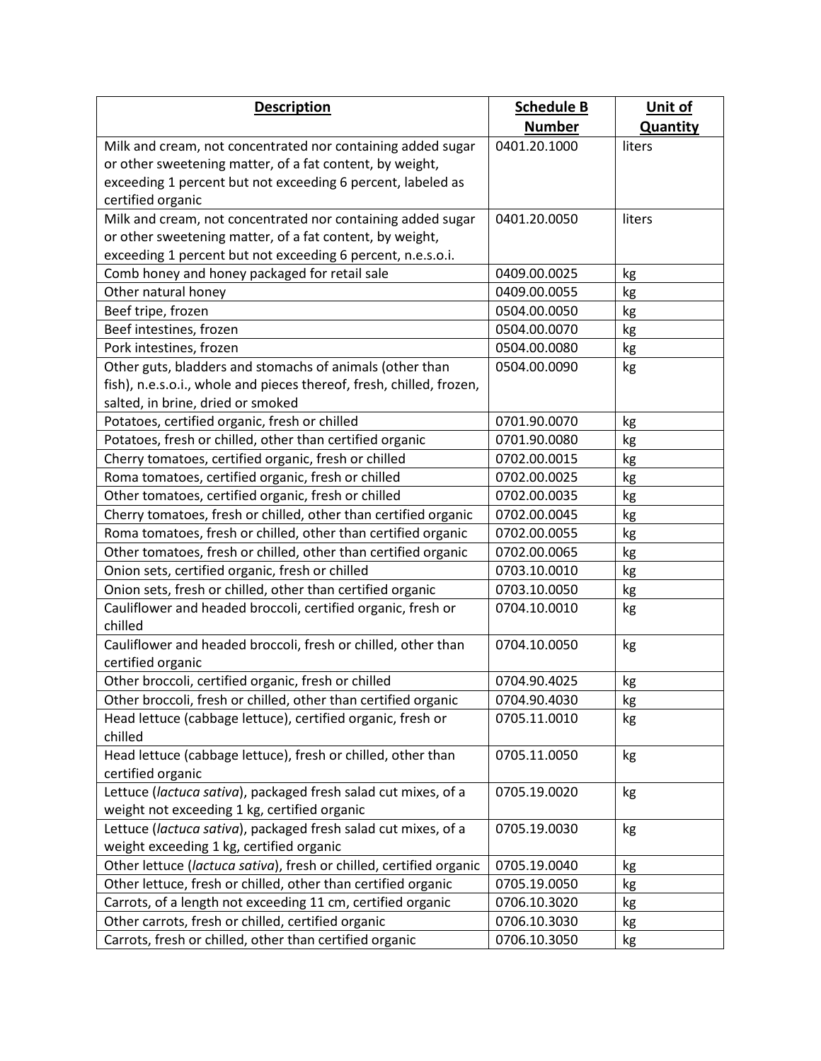| **Description** | **Schedule B Number** | **Unit of Quantity** |
|---|---|---|
| Milk and cream, not concentrated nor containing added sugar or other sweetening matter, of a fat content, by weight, exceeding 1 percent but not exceeding 6 percent, labeled as certified organic | 0401.20.1000 | liters |
| Milk and cream, not concentrated nor containing added sugar or other sweetening matter, of a fat content, by weight, exceeding 1 percent but not exceeding 6 percent, n.e.s.o.i. | 0401.20.0050 | liters |
| Comb honey and honey packaged for retail sale | 0409.00.0025 | kg |
| Other natural honey | 0409.00.0055 | kg |
| Beef tripe, frozen | 0504.00.0050 | kg |
| Beef intestines, frozen | 0504.00.0070 | kg |
| Pork intestines, frozen | 0504.00.0080 | kg |
| Other guts, bladders and stomachs of animals (other than fish), n.e.s.o.i., whole and pieces thereof, fresh, chilled, frozen, salted, in brine, dried or smoked | 0504.00.0090 | kg |
| Potatoes, certified organic, fresh or chilled | 0701.90.0070 | kg |
| Potatoes, fresh or chilled, other than certified organic | 0701.90.0080 | kg |
| Cherry tomatoes, certified organic, fresh or chilled | 0702.00.0015 | kg |
| Roma tomatoes, certified organic, fresh or chilled | 0702.00.0025 | kg |
| Other tomatoes, certified organic, fresh or chilled | 0702.00.0035 | kg |
| Cherry tomatoes, fresh or chilled, other than certified organic | 0702.00.0045 | kg |
| Roma tomatoes, fresh or chilled, other than certified organic | 0702.00.0055 | kg |
| Other tomatoes, fresh or chilled, other than certified organic | 0702.00.0065 | kg |
| Onion sets, certified organic, fresh or chilled | 0703.10.0010 | kg |
| Onion sets, fresh or chilled, other than certified organic | 0703.10.0050 | kg |
| Cauliflower and headed broccoli, certified organic, fresh or chilled | 0704.10.0010 | kg |
| Cauliflower and headed broccoli, fresh or chilled, other than certified organic | 0704.10.0050 | kg |
| Other broccoli, certified organic, fresh or chilled | 0704.90.4025 | kg |
| Other broccoli, fresh or chilled, other than certified organic | 0704.90.4030 | kg |
| Head lettuce (cabbage lettuce), certified organic, fresh or chilled | 0705.11.0010 | kg |
| Head lettuce (cabbage lettuce), fresh or chilled, other than certified organic | 0705.11.0050 | kg |
| Lettuce (*lactuca sativa*), packaged fresh salad cut mixes, of a weight not exceeding 1 kg, certified organic | 0705.19.0020 | kg |
| Lettuce (*lactuca sativa*), packaged fresh salad cut mixes, of a weight exceeding 1 kg, certified organic | 0705.19.0030 | kg |
| Other lettuce (*lactuca sativa*), fresh or chilled, certified organic | 0705.19.0040 | kg |
| Other lettuce, fresh or chilled, other than certified organic | 0705.19.0050 | kg |
| Carrots, of a length not exceeding 11 cm, certified organic | 0706.10.3020 | kg |
| Other carrots, fresh or chilled, certified organic | 0706.10.3030 | kg |
| Carrots, fresh or chilled, other than certified organic | 0706.10.3050 | kg |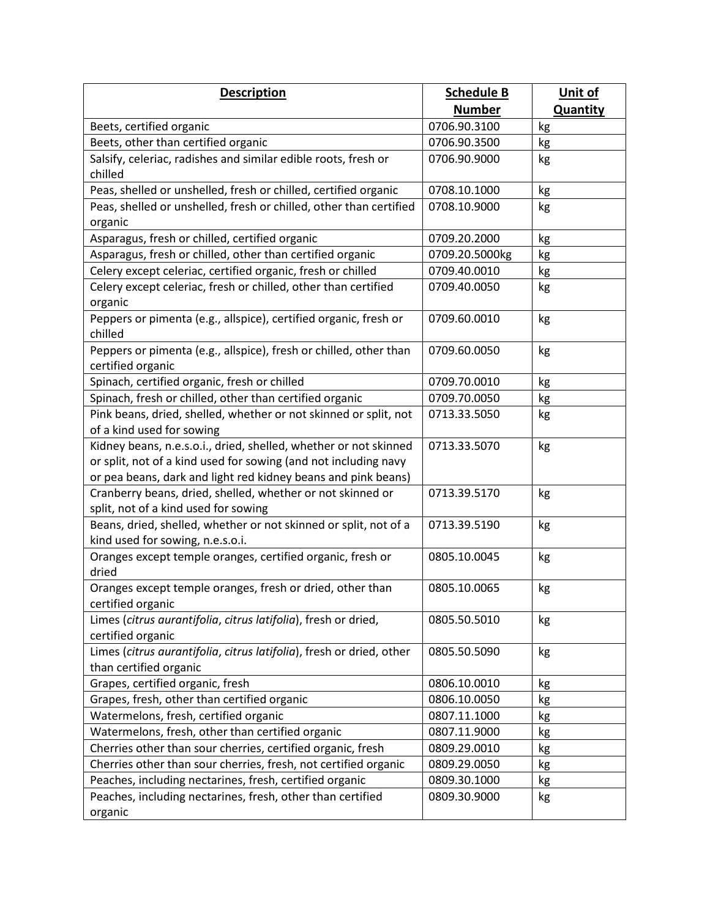| Description | Schedule B Number | Unit of Quantity |
|---|---|---|
| Beets, certified organic | 0706.90.3100 | kg |
| Beets, other than certified organic | 0706.90.3500 | kg |
| Salsify, celeriac, radishes and similar edible roots, fresh or chilled | 0706.90.9000 | kg |
| Peas, shelled or unshelled, fresh or chilled, certified organic | 0708.10.1000 | kg |
| Peas, shelled or unshelled, fresh or chilled, other than certified organic | 0708.10.9000 | kg |
| Asparagus, fresh or chilled, certified organic | 0709.20.2000 | kg |
| Asparagus, fresh or chilled, other than certified organic | 0709.20.5000kg | kg |
| Celery except celeriac, certified organic, fresh or chilled | 0709.40.0010 | kg |
| Celery except celeriac, fresh or chilled, other than certified organic | 0709.40.0050 | kg |
| Peppers or pimenta (e.g., allspice), certified organic, fresh or chilled | 0709.60.0010 | kg |
| Peppers or pimenta (e.g., allspice), fresh or chilled, other than certified organic | 0709.60.0050 | kg |
| Spinach, certified organic, fresh or chilled | 0709.70.0010 | kg |
| Spinach, fresh or chilled, other than certified organic | 0709.70.0050 | kg |
| Pink beans, dried, shelled, whether or not skinned or split, not of a kind used for sowing | 0713.33.5050 | kg |
| Kidney beans, n.e.s.o.i., dried, shelled, whether or not skinned or split, not of a kind used for sowing (and not including navy or pea beans, dark and light red kidney beans and pink beans) | 0713.33.5070 | kg |
| Cranberry beans, dried, shelled, whether or not skinned or split, not of a kind used for sowing | 0713.39.5170 | kg |
| Beans, dried, shelled, whether or not skinned or split, not of a kind used for sowing, n.e.s.o.i. | 0713.39.5190 | kg |
| Oranges except temple oranges, certified organic, fresh or dried | 0805.10.0045 | kg |
| Oranges except temple oranges, fresh or dried, other than certified organic | 0805.10.0065 | kg |
| Limes (*citrus aurantifolia*, *citrus latifolia*), fresh or dried, certified organic | 0805.50.5010 | kg |
| Limes (*citrus aurantifolia*, *citrus latifolia*), fresh or dried, other than certified organic | 0805.50.5090 | kg |
| Grapes, certified organic, fresh | 0806.10.0010 | kg |
| Grapes, fresh, other than certified organic | 0806.10.0050 | kg |
| Watermelons, fresh, certified organic | 0807.11.1000 | kg |
| Watermelons, fresh, other than certified organic | 0807.11.9000 | kg |
| Cherries other than sour cherries, certified organic, fresh | 0809.29.0010 | kg |
| Cherries other than sour cherries, fresh, not certified organic | 0809.29.0050 | kg |
| Peaches, including nectarines, fresh, certified organic | 0809.30.1000 | kg |
| Peaches, including nectarines, fresh, other than certified organic | 0809.30.9000 | kg |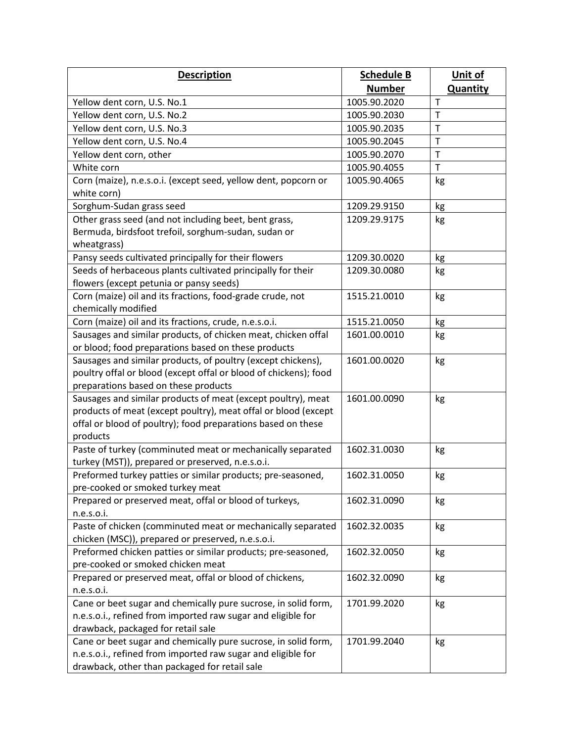| Description | Schedule B Number | Unit of Quantity |
|---|---|---|
| Yellow dent corn, U.S. No.1 | 1005.90.2020 | T |
| Yellow dent corn, U.S. No.2 | 1005.90.2030 | T |
| Yellow dent corn, U.S. No.3 | 1005.90.2035 | T |
| Yellow dent corn, U.S. No.4 | 1005.90.2045 | T |
| Yellow dent corn, other | 1005.90.2070 | T |
| White corn | 1005.90.4055 | T |
| Corn (maize), n.e.s.o.i. (except seed, yellow dent, popcorn or white corn) | 1005.90.4065 | kg |
| Sorghum-Sudan grass seed | 1209.29.9150 | kg |
| Other grass seed (and not including beet, bent grass, Bermuda, birdsfoot trefoil, sorghum-sudan, sudan or wheatgrass) | 1209.29.9175 | kg |
| Pansy seeds cultivated principally for their flowers | 1209.30.0020 | kg |
| Seeds of herbaceous plants cultivated principally for their flowers (except petunia or pansy seeds) | 1209.30.0080 | kg |
| Corn (maize) oil and its fractions, food-grade crude, not chemically modified | 1515.21.0010 | kg |
| Corn (maize) oil and its fractions, crude, n.e.s.o.i. | 1515.21.0050 | kg |
| Sausages and similar products, of chicken meat, chicken offal or blood; food preparations based on these products | 1601.00.0010 | kg |
| Sausages and similar products, of poultry (except chickens), poultry offal or blood (except offal or blood of chickens); food preparations based on these products | 1601.00.0020 | kg |
| Sausages and similar products of meat (except poultry), meat products of meat (except poultry), meat offal or blood (except offal or blood of poultry); food preparations based on these products | 1601.00.0090 | kg |
| Paste of turkey (comminuted meat or mechanically separated turkey (MST)), prepared or preserved, n.e.s.o.i. | 1602.31.0030 | kg |
| Preformed turkey patties or similar products; pre-seasoned, pre-cooked or smoked turkey meat | 1602.31.0050 | kg |
| Prepared or preserved meat, offal or blood of turkeys, n.e.s.o.i. | 1602.31.0090 | kg |
| Paste of chicken (comminuted meat or mechanically separated chicken (MSC)), prepared or preserved, n.e.s.o.i. | 1602.32.0035 | kg |
| Preformed chicken patties or similar products; pre-seasoned, pre-cooked or smoked chicken meat | 1602.32.0050 | kg |
| Prepared or preserved meat, offal or blood of chickens, n.e.s.o.i. | 1602.32.0090 | kg |
| Cane or beet sugar and chemically pure sucrose, in solid form, n.e.s.o.i., refined from imported raw sugar and eligible for drawback, packaged for retail sale | 1701.99.2020 | kg |
| Cane or beet sugar and chemically pure sucrose, in solid form, n.e.s.o.i., refined from imported raw sugar and eligible for drawback, other than packaged for retail sale | 1701.99.2040 | kg |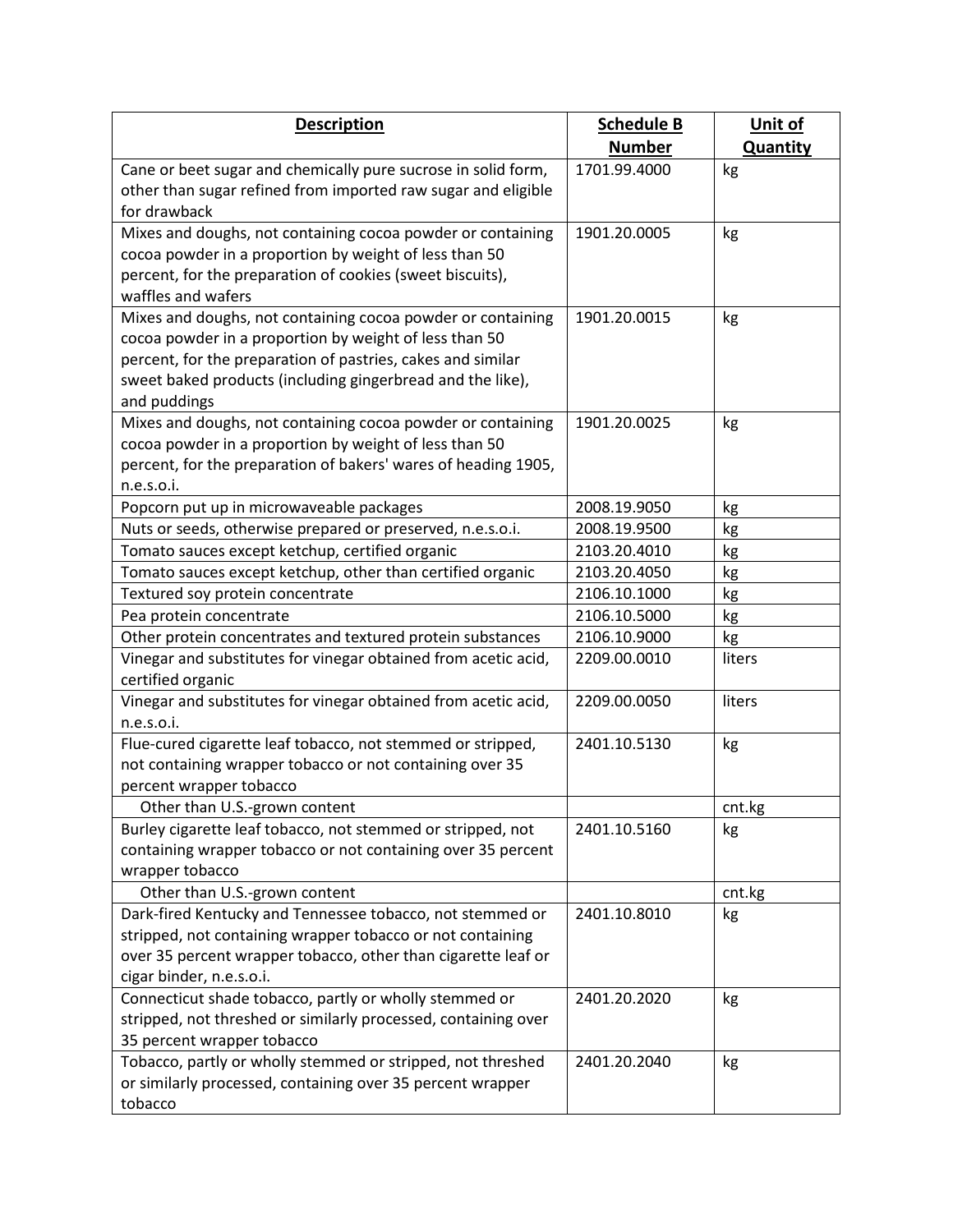| Description | Schedule B Number | Unit of Quantity |
|---|---|---|
| Cane or beet sugar and chemically pure sucrose in solid form, other than sugar refined from imported raw sugar and eligible for drawback | 1701.99.4000 | kg |
| Mixes and doughs, not containing cocoa powder or containing cocoa powder in a proportion by weight of less than 50 percent, for the preparation of cookies (sweet biscuits), waffles and wafers | 1901.20.0005 | kg |
| Mixes and doughs, not containing cocoa powder or containing cocoa powder in a proportion by weight of less than 50 percent, for the preparation of pastries, cakes and similar sweet baked products (including gingerbread and the like), and puddings | 1901.20.0015 | kg |
| Mixes and doughs, not containing cocoa powder or containing cocoa powder in a proportion by weight of less than 50 percent, for the preparation of bakers' wares of heading 1905, n.e.s.o.i. | 1901.20.0025 | kg |
| Popcorn put up in microwaveable packages | 2008.19.9050 | kg |
| Nuts or seeds, otherwise prepared or preserved, n.e.s.o.i. | 2008.19.9500 | kg |
| Tomato sauces except ketchup, certified organic | 2103.20.4010 | kg |
| Tomato sauces except ketchup, other than certified organic | 2103.20.4050 | kg |
| Textured soy protein concentrate | 2106.10.1000 | kg |
| Pea protein concentrate | 2106.10.5000 | kg |
| Other protein concentrates and textured protein substances | 2106.10.9000 | kg |
| Vinegar and substitutes for vinegar obtained from acetic acid, certified organic | 2209.00.0010 | liters |
| Vinegar and substitutes for vinegar obtained from acetic acid, n.e.s.o.i. | 2209.00.0050 | liters |
| Flue-cured cigarette leaf tobacco, not stemmed or stripped, not containing wrapper tobacco or not containing over 35 percent wrapper tobacco | 2401.10.5130 | kg |
| Other than U.S.-grown content | | cnt.kg |
| Burley cigarette leaf tobacco, not stemmed or stripped, not containing wrapper tobacco or not containing over 35 percent wrapper tobacco | 2401.10.5160 | kg |
| Other than U.S.-grown content | | cnt.kg |
| Dark-fired Kentucky and Tennessee tobacco, not stemmed or stripped, not containing wrapper tobacco or not containing over 35 percent wrapper tobacco, other than cigarette leaf or cigar binder, n.e.s.o.i. | 2401.10.8010 | kg |
| Connecticut shade tobacco, partly or wholly stemmed or stripped, not threshed or similarly processed, containing over 35 percent wrapper tobacco | 2401.20.2020 | kg |
| Tobacco, partly or wholly stemmed or stripped, not threshed or similarly processed, containing over 35 percent wrapper tobacco | 2401.20.2040 | kg |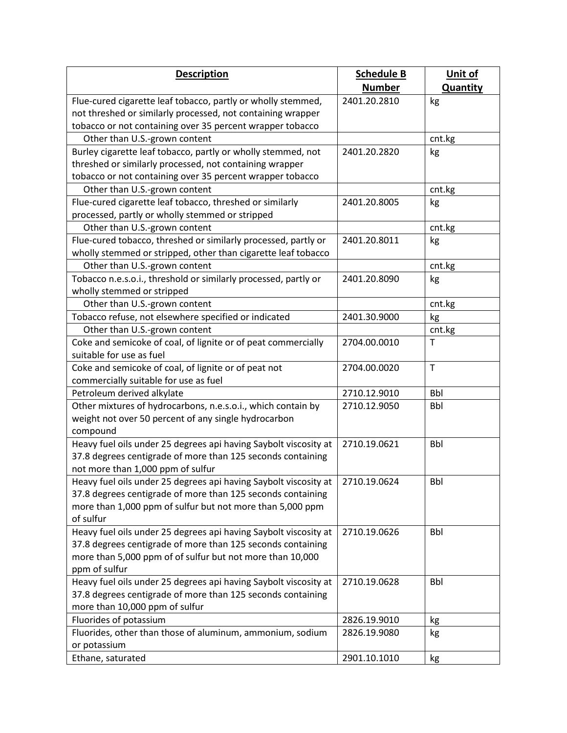| **Description** | **Schedule B Number** | **Unit of Quantity** |
|---|---|---|
| Flue-cured cigarette leaf tobacco, partly or wholly stemmed, not threshed or similarly processed, not containing wrapper tobacco or not containing over 35 percent wrapper tobacco | 2401.20.2810 | kg |
| Other than U.S.-grown content | | cnt.kg |
| Burley cigarette leaf tobacco, partly or wholly stemmed, not threshed or similarly processed, not containing wrapper tobacco or not containing over 35 percent wrapper tobacco | 2401.20.2820 | kg |
| Other than U.S.-grown content | | cnt.kg |
| Flue-cured cigarette leaf tobacco, threshed or similarly processed, partly or wholly stemmed or stripped | 2401.20.8005 | kg |
| Other than U.S.-grown content | | cnt.kg |
| Flue-cured tobacco, threshed or similarly processed, partly or wholly stemmed or stripped, other than cigarette leaf tobacco | 2401.20.8011 | kg |
| Other than U.S.-grown content | | cnt.kg |
| Tobacco n.e.s.o.i., threshold or similarly processed, partly or wholly stemmed or stripped | 2401.20.8090 | kg |
| Other than U.S.-grown content | | cnt.kg |
| Tobacco refuse, not elsewhere specified or indicated | 2401.30.9000 | kg |
| Other than U.S.-grown content | | cnt.kg |
| Coke and semicoke of coal, of lignite or of peat commercially suitable for use as fuel | 2704.00.0010 | T |
| Coke and semicoke of coal, of lignite or of peat not commercially suitable for use as fuel | 2704.00.0020 | T |
| Petroleum derived alkylate | 2710.12.9010 | Bbl |
| Other mixtures of hydrocarbons, n.e.s.o.i., which contain by weight not over 50 percent of any single hydrocarbon compound | 2710.12.9050 | Bbl |
| Heavy fuel oils under 25 degrees api having Saybolt viscosity at 37.8 degrees centigrade of more than 125 seconds containing not more than 1,000 ppm of sulfur | 2710.19.0621 | Bbl |
| Heavy fuel oils under 25 degrees api having Saybolt viscosity at 37.8 degrees centigrade of more than 125 seconds containing more than 1,000 ppm of sulfur but not more than 5,000 ppm of sulfur | 2710.19.0624 | Bbl |
| Heavy fuel oils under 25 degrees api having Saybolt viscosity at 37.8 degrees centigrade of more than 125 seconds containing more than 5,000 ppm of of sulfur but not more than 10,000 ppm of sulfur | 2710.19.0626 | Bbl |
| Heavy fuel oils under 25 degrees api having Saybolt viscosity at 37.8 degrees centigrade of more than 125 seconds containing more than 10,000 ppm of sulfur | 2710.19.0628 | Bbl |
| Fluorides of potassium | 2826.19.9010 | kg |
| Fluorides, other than those of aluminum, ammonium, sodium or potassium | 2826.19.9080 | kg |
| Ethane, saturated | 2901.10.1010 | kg |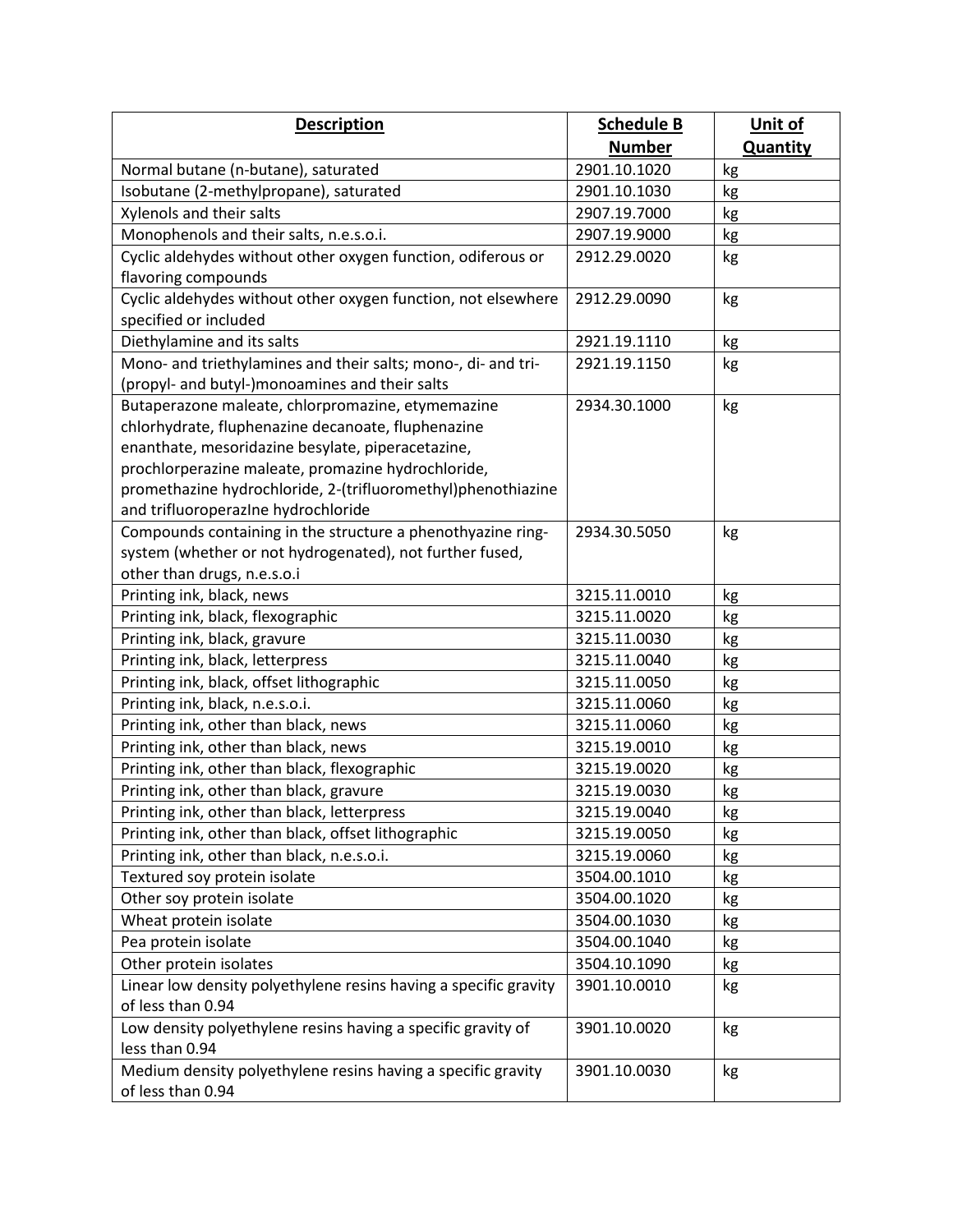| **Description** | **Schedule B Number** | **Unit of Quantity** |
|---|---|---|
| Normal butane (n-butane), saturated | 2901.10.1020 | kg |
| Isobutane (2-methylpropane), saturated | 2901.10.1030 | kg |
| Xylenols and their salts | 2907.19.7000 | kg |
| Monophenols and their salts, n.e.s.o.i. | 2907.19.9000 | kg |
| Cyclic aldehydes without other oxygen function, odiferous or flavoring compounds | 2912.29.0020 | kg |
| Cyclic aldehydes without other oxygen function, not elsewhere specified or included | 2912.29.0090 | kg |
| Diethylamine and its salts | 2921.19.1110 | kg |
| Mono- and triethylamines and their salts; mono-, di- and tri-(propyl- and butyl-)monoamines and their salts | 2921.19.1150 | kg |
| Butaperazone maleate, chlorpromazine, etymemazine chlorhydrate, fluphenazine decanoate, fluphenazine enanthate, mesoridazine besylate, piperacetazine, prochlorperazine maleate, promazine hydrochloride, promethazine hydrochloride, 2-(trifluoromethyl)phenothiazine and trifluoroperazIne hydrochloride | 2934.30.1000 | kg |
| Compounds containing in the structure a phenothyazine ring-system (whether or not hydrogenated), not further fused, other than drugs, n.e.s.o.i | 2934.30.5050 | kg |
| Printing ink, black, news | 3215.11.0010 | kg |
| Printing ink, black, flexographic | 3215.11.0020 | kg |
| Printing ink, black, gravure | 3215.11.0030 | kg |
| Printing ink, black, letterpress | 3215.11.0040 | kg |
| Printing ink, black, offset lithographic | 3215.11.0050 | kg |
| Printing ink, black, n.e.s.o.i. | 3215.11.0060 | kg |
| Printing ink, other than black, news | 3215.11.0060 | kg |
| Printing ink, other than black, news | 3215.19.0010 | kg |
| Printing ink, other than black, flexographic | 3215.19.0020 | kg |
| Printing ink, other than black, gravure | 3215.19.0030 | kg |
| Printing ink, other than black, letterpress | 3215.19.0040 | kg |
| Printing ink, other than black, offset lithographic | 3215.19.0050 | kg |
| Printing ink, other than black, n.e.s.o.i. | 3215.19.0060 | kg |
| Textured soy protein isolate | 3504.00.1010 | kg |
| Other soy protein isolate | 3504.00.1020 | kg |
| Wheat protein isolate | 3504.00.1030 | kg |
| Pea protein isolate | 3504.00.1040 | kg |
| Other protein isolates | 3504.10.1090 | kg |
| Linear low density polyethylene resins having a specific gravity of less than 0.94 | 3901.10.0010 | kg |
| Low density polyethylene resins having a specific gravity of less than 0.94 | 3901.10.0020 | kg |
| Medium density polyethylene resins having a specific gravity of less than 0.94 | 3901.10.0030 | kg |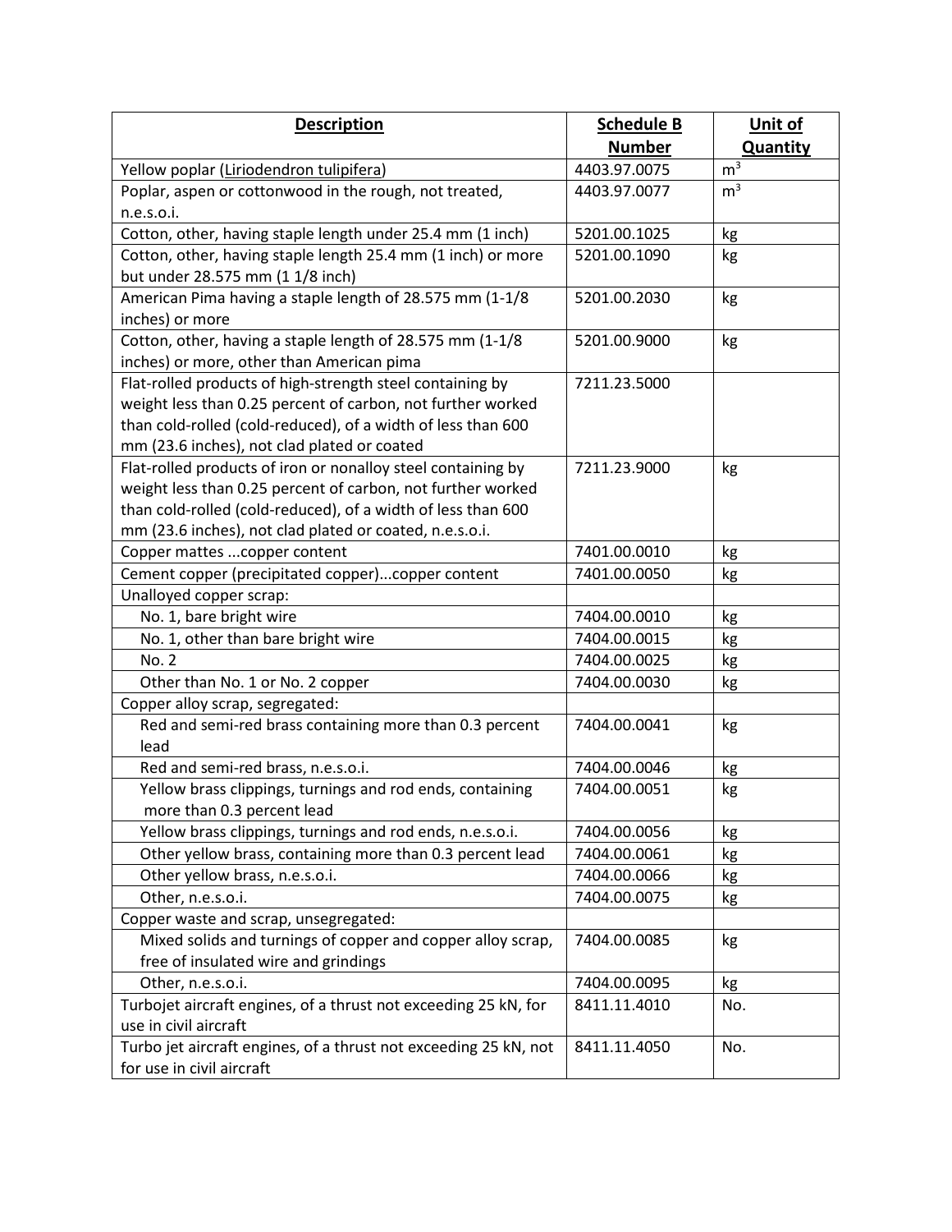| **Description** | **Schedule B Number** | **Unit of Quantity** |
|---|---|---|
| Yellow poplar (Liriodendron tulipifera) | 4403.97.0075 | $m^3$ |
| Poplar, aspen or cottonwood in the rough, not treated, n.e.s.o.i. | 4403.97.0077 | $m^3$ |
| Cotton, other, having staple length under 25.4 mm (1 inch) | 5201.00.1025 | kg |
| Cotton, other, having staple length 25.4 mm (1 inch) or more but under 28.575 mm (1 1/8 inch) | 5201.00.1090 | kg |
| American Pima having a staple length of 28.575 mm (1-1/8 inches) or more | 5201.00.2030 | kg |
| Cotton, other, having a staple length of 28.575 mm (1-1/8 inches) or more, other than American pima | 5201.00.9000 | kg |
| Flat-rolled products of high-strength steel containing by weight less than 0.25 percent of carbon, not further worked than cold-rolled (cold-reduced), of a width of less than 600 mm (23.6 inches), not clad plated or coated | 7211.23.5000 | |
| Flat-rolled products of iron or nonalloy steel containing by weight less than 0.25 percent of carbon, not further worked than cold-rolled (cold-reduced), of a width of less than 600 mm (23.6 inches), not clad plated or coated, n.e.s.o.i. | 7211.23.9000 | kg |
| Copper mattes ...copper content | 7401.00.0010 | kg |
| Cement copper (precipitated copper)...copper content | 7401.00.0050 | kg |
| Unalloyed copper scrap: | | |
| No. 1, bare bright wire | 7404.00.0010 | kg |
| No. 1, other than bare bright wire | 7404.00.0015 | kg |
| No. 2 | 7404.00.0025 | kg |
| Other than No. 1 or No. 2 copper | 7404.00.0030 | kg |
| Copper alloy scrap, segregated: | | |
| Red and semi-red brass containing more than 0.3 percent lead | 7404.00.0041 | kg |
| Red and semi-red brass, n.e.s.o.i. | 7404.00.0046 | kg |
| Yellow brass clippings, turnings and rod ends, containing more than 0.3 percent lead | 7404.00.0051 | kg |
| Yellow brass clippings, turnings and rod ends, n.e.s.o.i. | 7404.00.0056 | kg |
| Other yellow brass, containing more than 0.3 percent lead | 7404.00.0061 | kg |
| Other yellow brass, n.e.s.o.i. | 7404.00.0066 | kg |
| Other, n.e.s.o.i. | 7404.00.0075 | kg |
| Copper waste and scrap, unsegregated: | | |
| Mixed solids and turnings of copper and copper alloy scrap, free of insulated wire and grindings | 7404.00.0085 | kg |
| Other, n.e.s.o.i. | 7404.00.0095 | kg |
| Turbojet aircraft engines, of a thrust not exceeding 25 kN, for use in civil aircraft | 8411.11.4010 | No. |
| Turbo jet aircraft engines, of a thrust not exceeding 25 kN, not for use in civil aircraft | 8411.11.4050 | No. |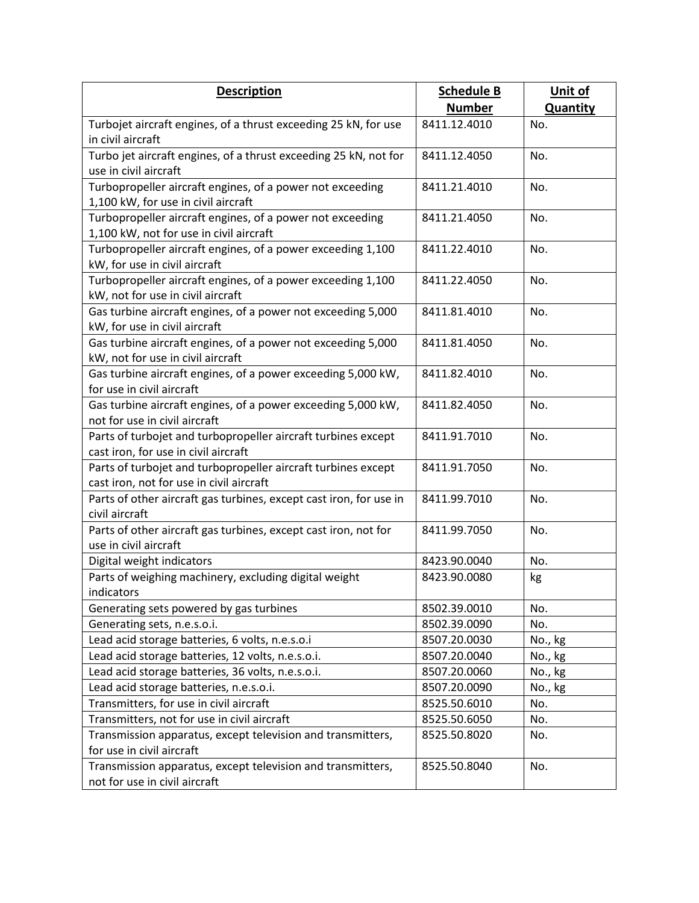| **Description** | **Schedule B Number** | **Unit of Quantity** |
|---|---|---|
| Turbojet aircraft engines, of a thrust exceeding 25 kN, for use in civil aircraft | 8411.12.4010 | No. |
| Turbo jet aircraft engines, of a thrust exceeding 25 kN, not for use in civil aircraft | 8411.12.4050 | No. |
| Turbopropeller aircraft engines, of a power not exceeding 1,100 kW, for use in civil aircraft | 8411.21.4010 | No. |
| Turbopropeller aircraft engines, of a power not exceeding 1,100 kW, not for use in civil aircraft | 8411.21.4050 | No. |
| Turbopropeller aircraft engines, of a power exceeding 1,100 kW, for use in civil aircraft | 8411.22.4010 | No. |
| Turbopropeller aircraft engines, of a power exceeding 1,100 kW, not for use in civil aircraft | 8411.22.4050 | No. |
| Gas turbine aircraft engines, of a power not exceeding 5,000 kW, for use in civil aircraft | 8411.81.4010 | No. |
| Gas turbine aircraft engines, of a power not exceeding 5,000 kW, not for use in civil aircraft | 8411.81.4050 | No. |
| Gas turbine aircraft engines, of a power exceeding 5,000 kW, for use in civil aircraft | 8411.82.4010 | No. |
| Gas turbine aircraft engines, of a power exceeding 5,000 kW, not for use in civil aircraft | 8411.82.4050 | No. |
| Parts of turbojet and turbopropeller aircraft turbines except cast iron, for use in civil aircraft | 8411.91.7010 | No. |
| Parts of turbojet and turbopropeller aircraft turbines except cast iron, not for use in civil aircraft | 8411.91.7050 | No. |
| Parts of other aircraft gas turbines, except cast iron, for use in civil aircraft | 8411.99.7010 | No. |
| Parts of other aircraft gas turbines, except cast iron, not for use in civil aircraft | 8411.99.7050 | No. |
| Digital weight indicators | 8423.90.0040 | No. |
| Parts of weighing machinery, excluding digital weight indicators | 8423.90.0080 | kg |
| Generating sets powered by gas turbines | 8502.39.0010 | No. |
| Generating sets, n.e.s.o.i. | 8502.39.0090 | No. |
| Lead acid storage batteries, 6 volts, n.e.s.o.i | 8507.20.0030 | No., kg |
| Lead acid storage batteries, 12 volts, n.e.s.o.i. | 8507.20.0040 | No., kg |
| Lead acid storage batteries, 36 volts, n.e.s.o.i. | 8507.20.0060 | No., kg |
| Lead acid storage batteries, n.e.s.o.i. | 8507.20.0090 | No., kg |
| Transmitters, for use in civil aircraft | 8525.50.6010 | No. |
| Transmitters, not for use in civil aircraft | 8525.50.6050 | No. |
| Transmission apparatus, except television and transmitters, for use in civil aircraft | 8525.50.8020 | No. |
| Transmission apparatus, except television and transmitters, not for use in civil aircraft | 8525.50.8040 | No. |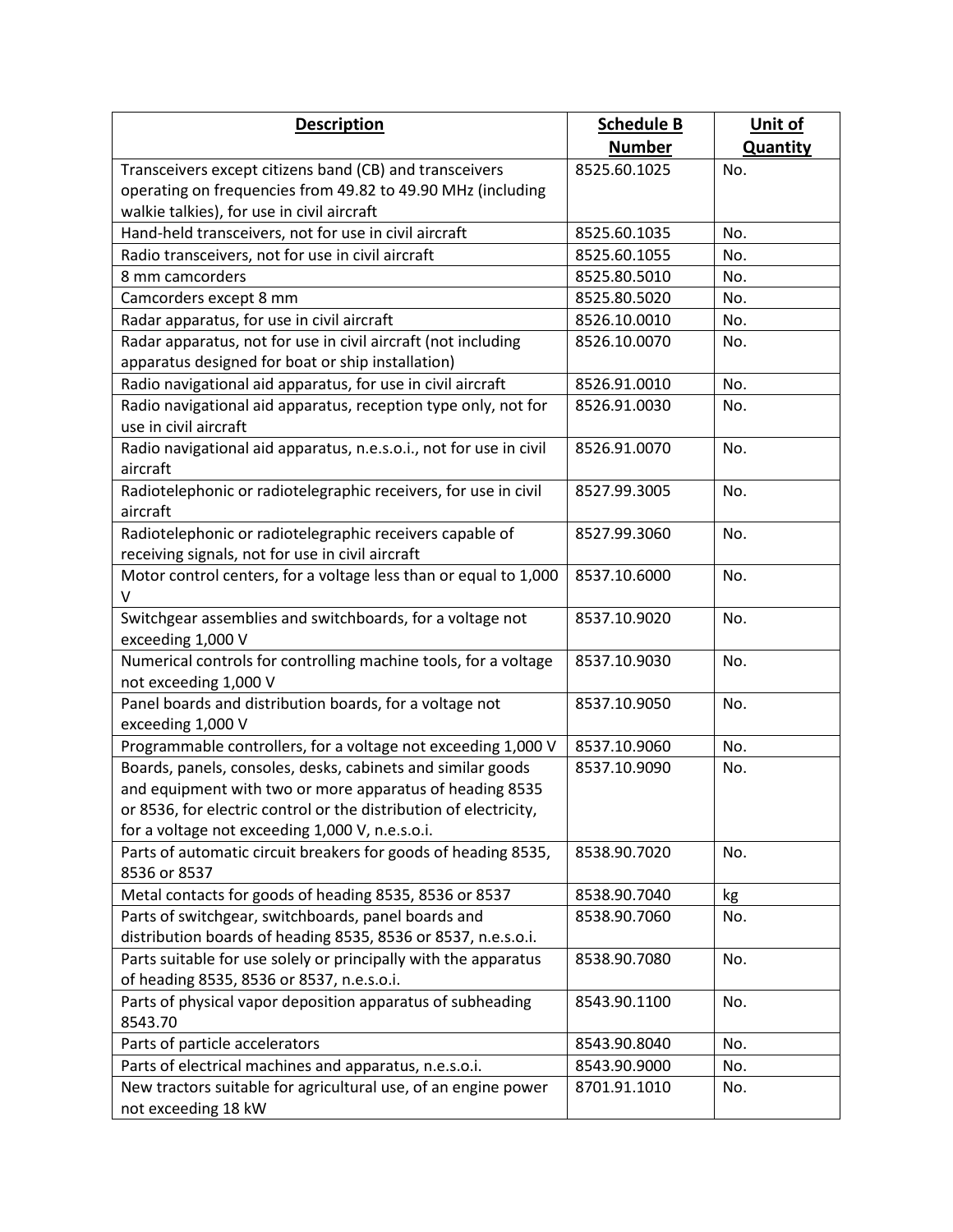| Description | Schedule B Number | Unit of Quantity |
|---|---|---|
| Transceivers except citizens band (CB) and transceivers operating on frequencies from 49.82 to 49.90 MHz (including walkie talkies), for use in civil aircraft | 8525.60.1025 | No. |
| Hand-held transceivers, not for use in civil aircraft | 8525.60.1035 | No. |
| Radio transceivers, not for use in civil aircraft | 8525.60.1055 | No. |
| 8 mm camcorders | 8525.80.5010 | No. |
| Camcorders except 8 mm | 8525.80.5020 | No. |
| Radar apparatus, for use in civil aircraft | 8526.10.0010 | No. |
| Radar apparatus, not for use in civil aircraft (not including apparatus designed for boat or ship installation) | 8526.10.0070 | No. |
| Radio navigational aid apparatus, for use in civil aircraft | 8526.91.0010 | No. |
| Radio navigational aid apparatus, reception type only, not for use in civil aircraft | 8526.91.0030 | No. |
| Radio navigational aid apparatus, n.e.s.o.i., not for use in civil aircraft | 8526.91.0070 | No. |
| Radiotelephonic or radiotelegraphic receivers, for use in civil aircraft | 8527.99.3005 | No. |
| Radiotelephonic or radiotelegraphic receivers capable of receiving signals, not for use in civil aircraft | 8527.99.3060 | No. |
| Motor control centers, for a voltage less than or equal to 1,000 V | 8537.10.6000 | No. |
| Switchgear assemblies and switchboards, for a voltage not exceeding 1,000 V | 8537.10.9020 | No. |
| Numerical controls for controlling machine tools, for a voltage not exceeding 1,000 V | 8537.10.9030 | No. |
| Panel boards and distribution boards, for a voltage not exceeding 1,000 V | 8537.10.9050 | No. |
| Programmable controllers, for a voltage not exceeding 1,000 V | 8537.10.9060 | No. |
| Boards, panels, consoles, desks, cabinets and similar goods and equipment with two or more apparatus of heading 8535 or 8536, for electric control or the distribution of electricity, for a voltage not exceeding 1,000 V, n.e.s.o.i. | 8537.10.9090 | No. |
| Parts of automatic circuit breakers for goods of heading 8535, 8536 or 8537 | 8538.90.7020 | No. |
| Metal contacts for goods of heading 8535, 8536 or 8537 | 8538.90.7040 | kg |
| Parts of switchgear, switchboards, panel boards and distribution boards of heading 8535, 8536 or 8537, n.e.s.o.i. | 8538.90.7060 | No. |
| Parts suitable for use solely or principally with the apparatus of heading 8535, 8536 or 8537, n.e.s.o.i. | 8538.90.7080 | No. |
| Parts of physical vapor deposition apparatus of subheading 8543.70 | 8543.90.1100 | No. |
| Parts of particle accelerators | 8543.90.8040 | No. |
| Parts of electrical machines and apparatus, n.e.s.o.i. | 8543.90.9000 | No. |
| New tractors suitable for agricultural use, of an engine power not exceeding 18 kW | 8701.91.1010 | No. |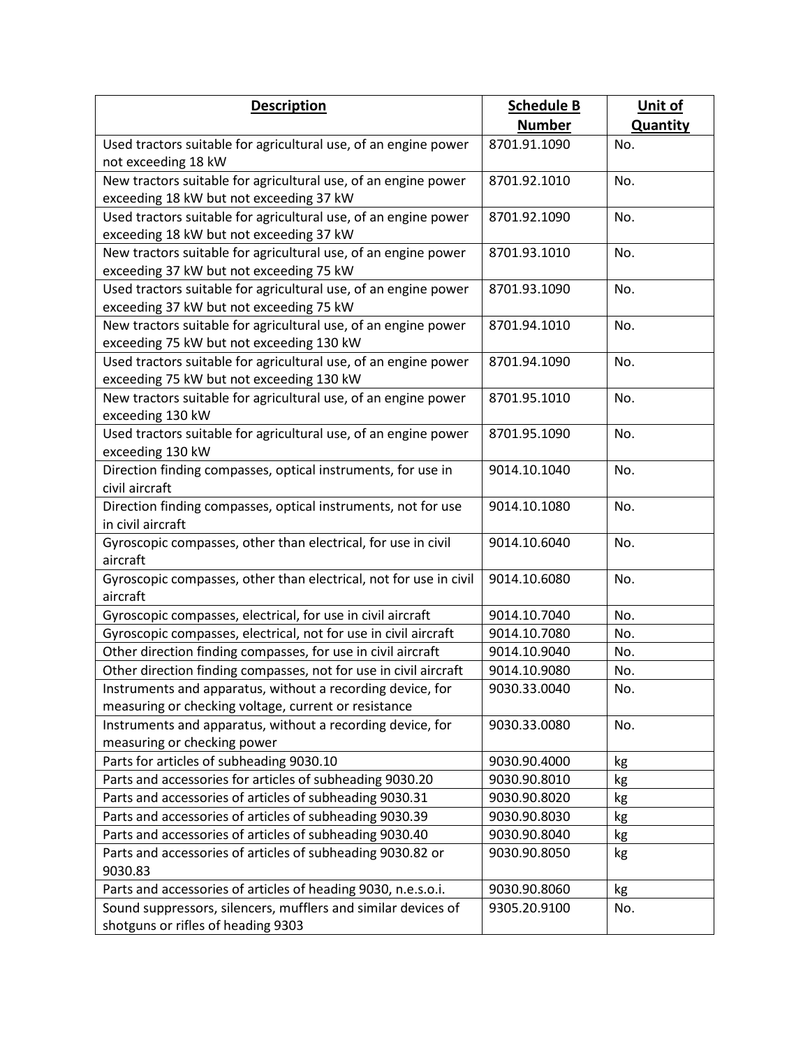| Description | Schedule B Number | Unit of Quantity |
|---|---|---|
| Used tractors suitable for agricultural use, of an engine power not exceeding 18 kW | 8701.91.1090 | No. |
| New tractors suitable for agricultural use, of an engine power exceeding 18 kW but not exceeding 37 kW | 8701.92.1010 | No. |
| Used tractors suitable for agricultural use, of an engine power exceeding 18 kW but not exceeding 37 kW | 8701.92.1090 | No. |
| New tractors suitable for agricultural use, of an engine power exceeding 37 kW but not exceeding 75 kW | 8701.93.1010 | No. |
| Used tractors suitable for agricultural use, of an engine power exceeding 37 kW but not exceeding 75 kW | 8701.93.1090 | No. |
| New tractors suitable for agricultural use, of an engine power exceeding 75 kW but not exceeding 130 kW | 8701.94.1010 | No. |
| Used tractors suitable for agricultural use, of an engine power exceeding 75 kW but not exceeding 130 kW | 8701.94.1090 | No. |
| New tractors suitable for agricultural use, of an engine power exceeding 130 kW | 8701.95.1010 | No. |
| Used tractors suitable for agricultural use, of an engine power exceeding 130 kW | 8701.95.1090 | No. |
| Direction finding compasses, optical instruments, for use in civil aircraft | 9014.10.1040 | No. |
| Direction finding compasses, optical instruments, not for use in civil aircraft | 9014.10.1080 | No. |
| Gyroscopic compasses, other than electrical, for use in civil aircraft | 9014.10.6040 | No. |
| Gyroscopic compasses, other than electrical, not for use in civil aircraft | 9014.10.6080 | No. |
| Gyroscopic compasses, electrical, for use in civil aircraft | 9014.10.7040 | No. |
| Gyroscopic compasses, electrical, not for use in civil aircraft | 9014.10.7080 | No. |
| Other direction finding compasses, for use in civil aircraft | 9014.10.9040 | No. |
| Other direction finding compasses, not for use in civil aircraft | 9014.10.9080 | No. |
| Instruments and apparatus, without a recording device, for measuring or checking voltage, current or resistance | 9030.33.0040 | No. |
| Instruments and apparatus, without a recording device, for measuring or checking power | 9030.33.0080 | No. |
| Parts for articles of subheading 9030.10 | 9030.90.4000 | kg |
| Parts and accessories for articles of subheading 9030.20 | 9030.90.8010 | kg |
| Parts and accessories of articles of subheading 9030.31 | 9030.90.8020 | kg |
| Parts and accessories of articles of subheading 9030.39 | 9030.90.8030 | kg |
| Parts and accessories of articles of subheading 9030.40 | 9030.90.8040 | kg |
| Parts and accessories of articles of subheading 9030.82 or 9030.83 | 9030.90.8050 | kg |
| Parts and accessories of articles of heading 9030, n.e.s.o.i. | 9030.90.8060 | kg |
| Sound suppressors, silencers, mufflers and similar devices of shotguns or rifles of heading 9303 | 9305.20.9100 | No. |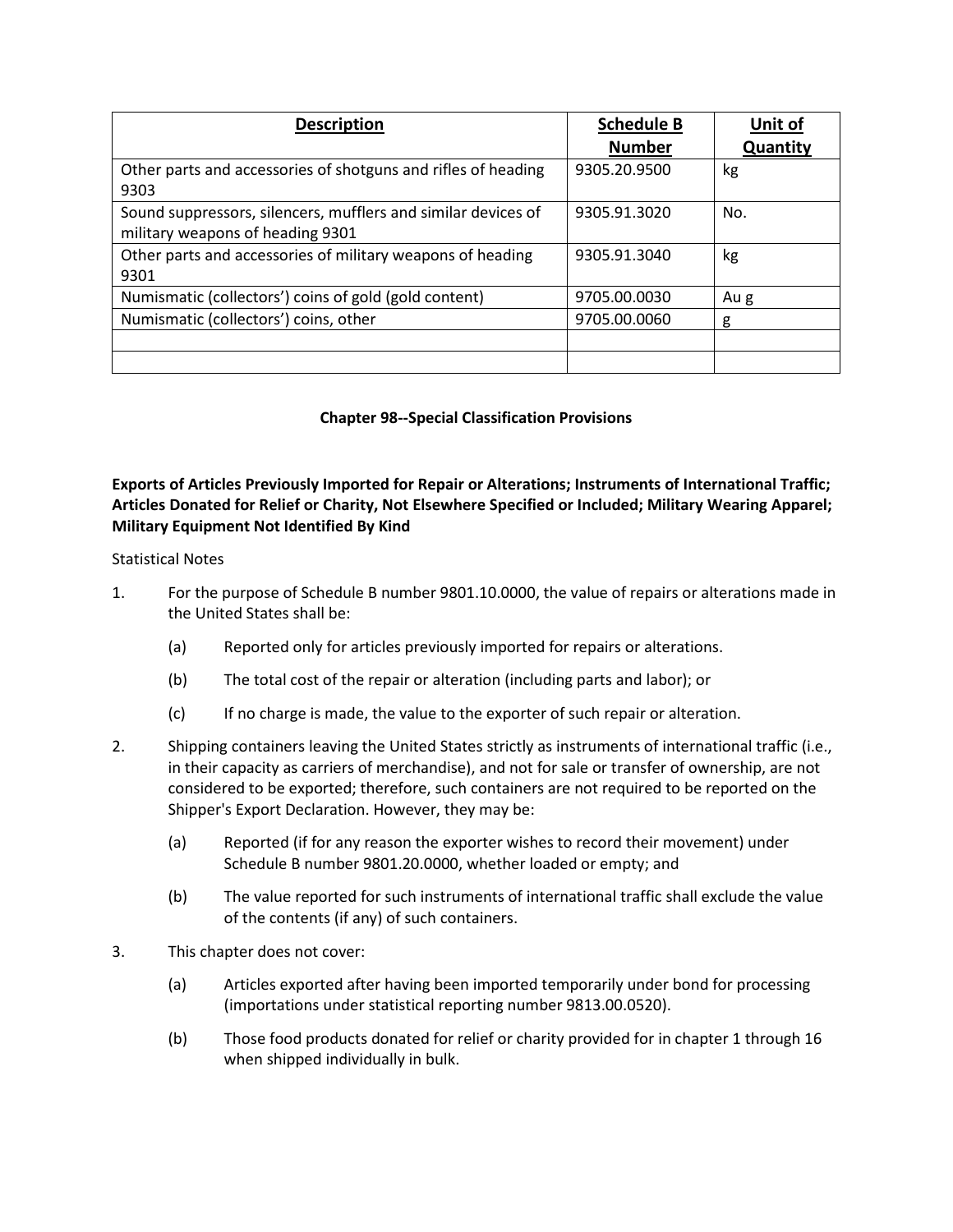| Description | Schedule B Number | Unit of Quantity |
| --- | --- | --- |
| Other parts and accessories of shotguns and rifles of heading 9303 | 9305.20.9500 | kg |
| Sound suppressors, silencers, mufflers and similar devices of military weapons of heading 9301 | 9305.91.3020 | No. |
| Other parts and accessories of military weapons of heading 9301 | 9305.91.3040 | kg |
| Numismatic (collectors') coins of gold (gold content) | 9705.00.0030 | Au g |
| Numismatic (collectors') coins, other | 9705.00.0060 | g |
| | | |
| | | |

## Chapter 98--Special Classification Provisions

**Exports of Articles Previously Imported for Repair or Alterations; Instruments of International Traffic; Articles Donated for Relief or Charity, Not Elsewhere Specified or Included; Military Wearing Apparel; Military Equipment Not Identified By Kind**

Statistical Notes

1. For the purpose of Schedule B number 9801.10.0000, the value of repairs or alterations made in the United States shall be:
   - (a) Reported only for articles previously imported for repairs or alterations.
   - (b) The total cost of the repair or alteration (including parts and labor); or
   - (c) If no charge is made, the value to the exporter of such repair or alteration.
2. Shipping containers leaving the United States strictly as instruments of international traffic (i.e., in their capacity as carriers of merchandise), and not for sale or transfer of ownership, are not considered to be exported; therefore, such containers are not required to be reported on the Shipper's Export Declaration. However, they may be:
   - (a) Reported (if for any reason the exporter wishes to record their movement) under Schedule B number 9801.20.0000, whether loaded or empty; and
   - (b) The value reported for such instruments of international traffic shall exclude the value of the contents (if any) of such containers.
3. This chapter does not cover:
   - (a) Articles exported after having been imported temporarily under bond for processing (importations under statistical reporting number 9813.00.0520).
   - (b) Those food products donated for relief or charity provided for in chapter 1 through 16 when shipped individually in bulk.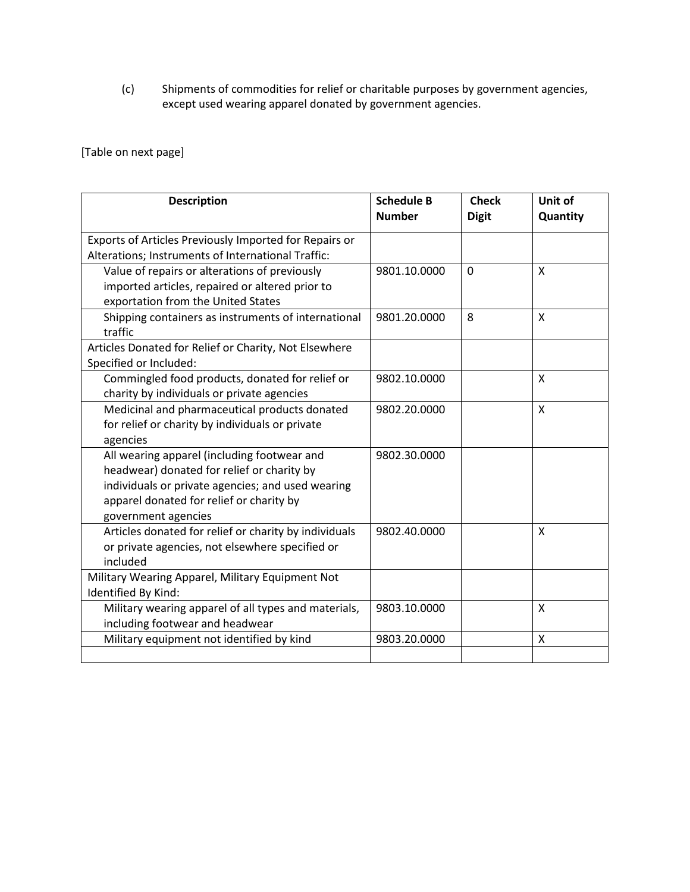(c) Shipments of commodities for relief or charitable purposes by government agencies, except used wearing apparel donated by government agencies.

[Table on next page]

| Description | Schedule B Number | Check Digit | Unit of Quantity |
|---|---|---|---|
| Exports of Articles Previously Imported for Repairs or Alterations; Instruments of International Traffic: | | | |
| Value of repairs or alterations of previously imported articles, repaired or altered prior to exportation from the United States | 9801.10.0000 | 0 | X |
| Shipping containers as instruments of international traffic | 9801.20.0000 | 8 | X |
| Articles Donated for Relief or Charity, Not Elsewhere Specified or Included: | | | |
| Commingled food products, donated for relief or charity by individuals or private agencies | 9802.10.0000 | | X |
| Medicinal and pharmaceutical products donated for relief or charity by individuals or private agencies | 9802.20.0000 | | X |
| All wearing apparel (including footwear and headwear) donated for relief or charity by individuals or private agencies; and used wearing apparel donated for relief or charity by government agencies | 9802.30.0000 | | |
| Articles donated for relief or charity by individuals or private agencies, not elsewhere specified or included | 9802.40.0000 | | X |
| Military Wearing Apparel, Military Equipment Not Identified By Kind: | | | |
| Military wearing apparel of all types and materials, including footwear and headwear | 9803.10.0000 | | X |
| Military equipment not identified by kind | 9803.20.0000 | | X |
| | | | |